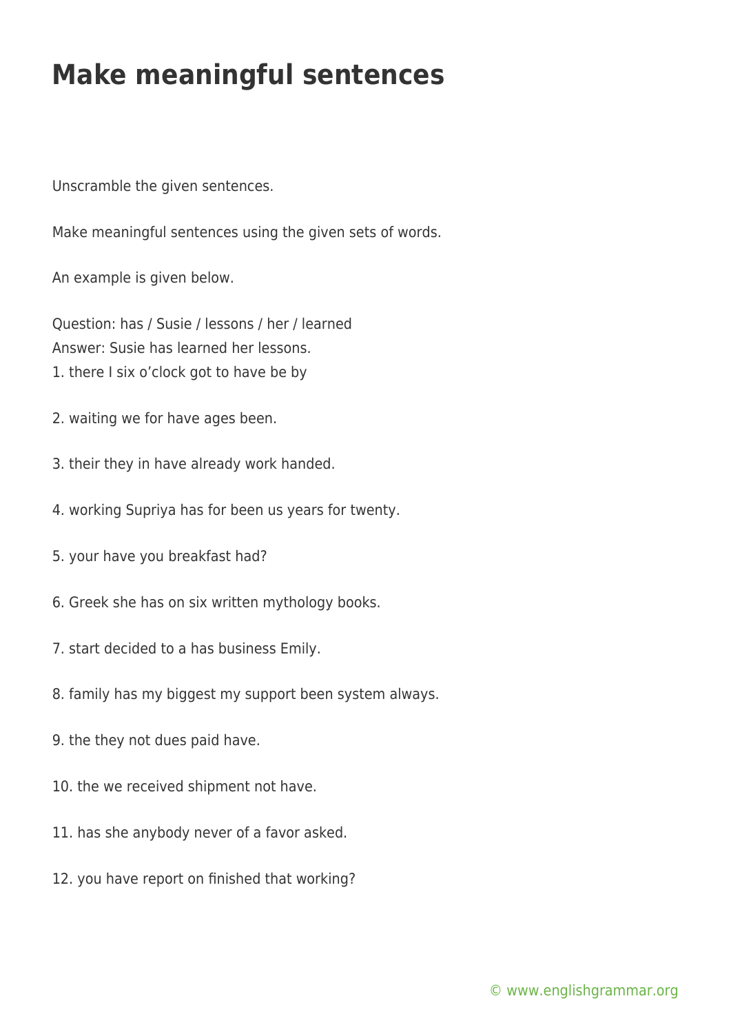# Make meaningful sentences

Unscramble the given sentences.

Make meaningful sentences using the given sets of words.

An example is given below.

Question: has / Susie / lessons / her / learned
Answer: Susie has learned her lessons.

1. there I six o'clock got to have be by

2. waiting we for have ages been.

3. their they in have already work handed.

4. working Supriya has for been us years for twenty.

5. your have you breakfast had?

6. Greek she has on six written mythology books.

7. start decided to a has business Emily.

8. family has my biggest my support been system always.

9. the they not dues paid have.

10. the we received shipment not have.

11. has she anybody never of a favor asked.

12. you have report on finished that working?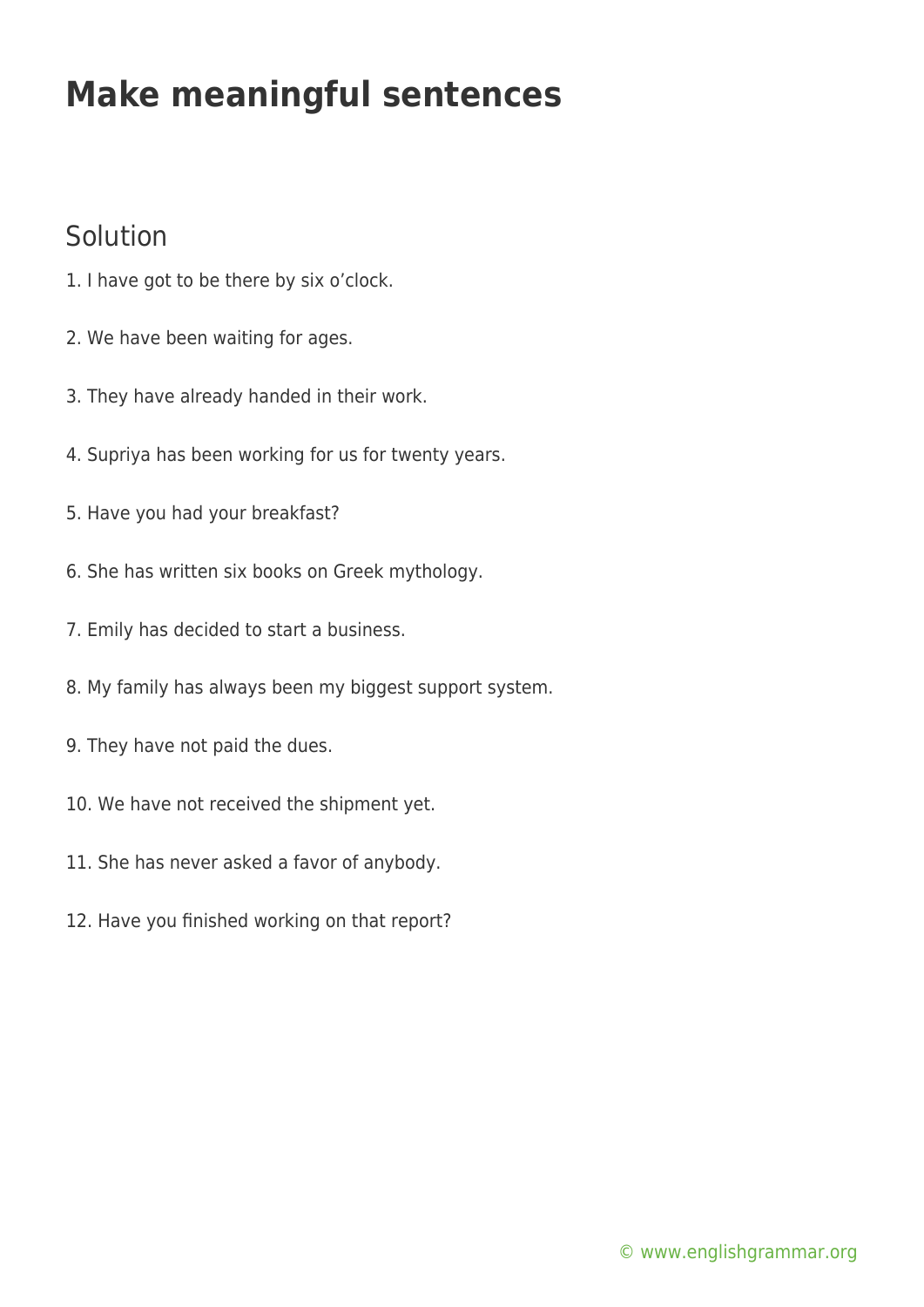# Make meaningful sentences

## Solution

1. I have got to be there by six o'clock.

2. We have been waiting for ages.

3. They have already handed in their work.

4. Supriya has been working for us for twenty years.

5. Have you had your breakfast?

6. She has written six books on Greek mythology.

7. Emily has decided to start a business.

8. My family has always been my biggest support system.

9. They have not paid the dues.

10. We have not received the shipment yet.

11. She has never asked a favor of anybody.

12. Have you finished working on that report?

© www.englishgrammar.org